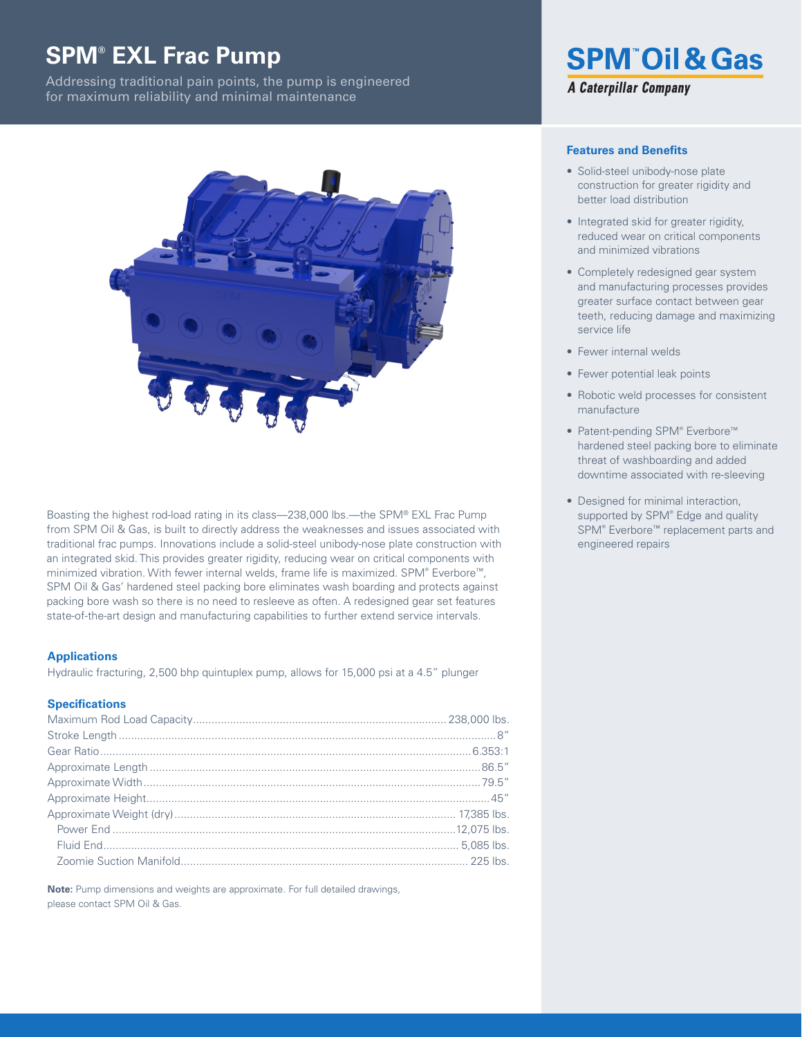# SPM® EXL Frac Pump

Addressing traditional pain points, the pump is engineered for maximum reliability and minimal maintenance

**SPM™ Oil & Gas**
*A Caterpillar Company*

Boasting the highest rod-load rating in its class—238,000 lbs.—the SPM® EXL Frac Pump from SPM Oil & Gas, is built to directly address the weaknesses and issues associated with traditional frac pumps. Innovations include a solid-steel unibody-nose plate construction with an integrated skid. This provides greater rigidity, reducing wear on critical components with minimized vibration. With fewer internal welds, frame life is maximized. SPM® Everbore™, SPM Oil & Gas' hardened steel packing bore eliminates wash boarding and protects against packing bore wash so there is no need to resleeve as often. A redesigned gear set features state-of-the-art design and manufacturing capabilities to further extend service intervals.

### Applications

Hydraulic fracturing, 2,500 bhp quintuplex pump, allows for 15,000 psi at a 4.5" plunger

### Specifications

| Specification | Value |
| --- | --- |
| Maximum Rod Load Capacity | 238,000 lbs. |
| Stroke Length | 8" |
| Gear Ratio | 6.353:1 |
| Approximate Length | 86.5" |
| Approximate Width | 79.5" |
| Approximate Height | 45" |
| Approximate Weight (dry) | 17,385 lbs. |
| Power End | 12,075 lbs. |
| Fluid End | 5,085 lbs. |
| Zoomie Suction Manifold | 225 lbs. |

**Note:** Pump dimensions and weights are approximate. For full detailed drawings, please contact SPM Oil & Gas.

### Features and Benefits

- Solid-steel unibody-nose plate construction for greater rigidity and better load distribution
- Integrated skid for greater rigidity, reduced wear on critical components and minimized vibrations
- Completely redesigned gear system and manufacturing processes provides greater surface contact between gear teeth, reducing damage and maximizing service life
- Fewer internal welds
- Fewer potential leak points
- Robotic weld processes for consistent manufacture
- Patent-pending SPM® Everbore™ hardened steel packing bore to eliminate threat of washboarding and added downtime associated with re-sleeving
- Designed for minimal interaction, supported by SPM® Edge and quality SPM® Everbore™ replacement parts and engineered repairs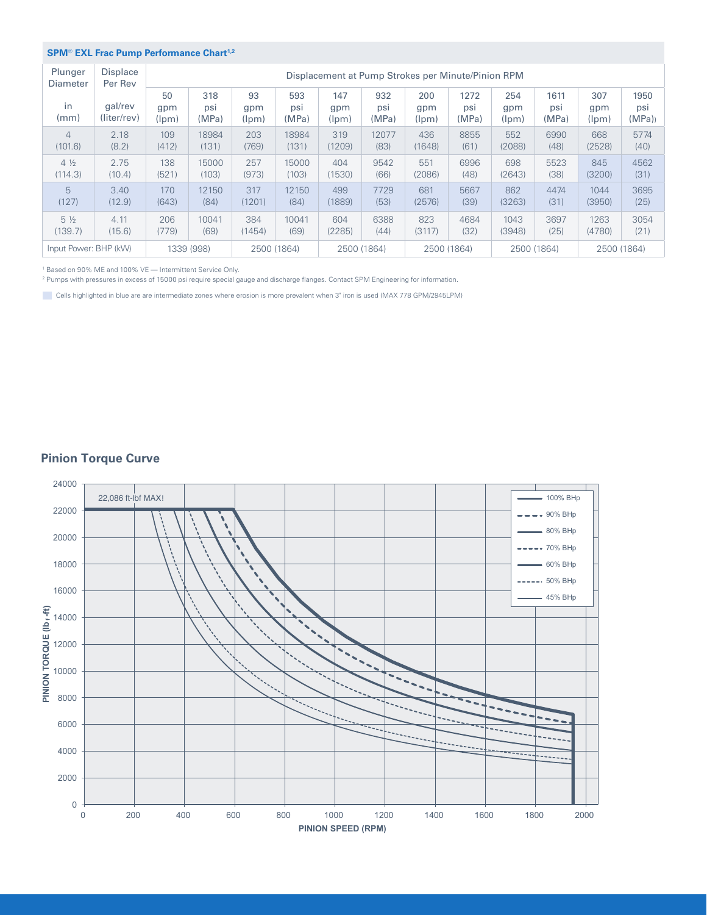### SPM® EXL Frac Pump Performance Chart[1,2]

| Plunger Diameter | Displace Per Rev | Displacement at Pump Strokes per Minute/Pinion RPM | | | | | | | | | | | |
|---|---|---|---|---|---|---|---|---|---|---|---|---|---|
| in (mm) | gal/rev (liter/rev) | 50 gpm (lpm) | 318 psi (MPa) | 93 gpm (lpm) | 593 psi (MPa) | 147 gpm (lpm) | 932 psi (MPa) | 200 gpm (lpm) | 1272 psi (MPa) | 254 gpm (lpm) | 1611 psi (MPa) | 307 gpm (lpm) | 1950 psi (MPa)) |
| 4 (101.6) | 2.18 (8.2) | 109 (412) | 18984 (131) | 203 (769) | 18984 (131) | 319 (1209) | 12077 (83) | 436 (1648) | 8855 (61) | 552 (2088) | 6990 (48) | 668 (2528) | 5774 (40) |
| 4 ½ (114.3) | 2.75 (10.4) | 138 (521) | 15000 (103) | 257 (973) | 15000 (103) | 404 (1530) | 9542 (66) | 551 (2086) | 6996 (48) | 698 (2643) | 5523 (38) | 845 (3200) | 4562 (31) |
| 5 (127) | 3.40 (12.9) | 170 (643) | 12150 (84) | 317 (1201) | 12150 (84) | 499 (1889) | 7729 (53) | 681 (2576) | 5667 (39) | 862 (3263) | 4474 (31) | 1044 (3950) | 3695 (25) |
| 5 ½ (139.7) | 4.11 (15.6) | 206 (779) | 10041 (69) | 384 (1454) | 10041 (69) | 604 (2285) | 6388 (44) | 823 (3117) | 4684 (32) | 1043 (3948) | 3697 (25) | 1263 (4780) | 3054 (21) |
| Input Power: BHP (kW) | | 1339 (998) | | 2500 (1864) | | 2500 (1864) | | 2500 (1864) | | 2500 (1864) | | 2500 (1864) | |

[1] Based on 90% ME and 100% VE — Intermittent Service Only.

[2] Pumps with pressures in excess of 15000 psi require special gauge and discharge flanges. Contact SPM Engineering for information.

Cells highlighted in blue are are intermediate zones where erosion is more prevalent when 3" iron is used (MAX 778 GPM/2945LPM)

## Pinion Torque Curve

22,086 ft-lbf MAX!

PINION TORQUE (lb$_f$-ft)

PINION SPEED (RPM)

Legend: 100% BHp, 90% BHp, 80% BHp, 70% BHp, 60% BHp, 50% BHp, 45% BHp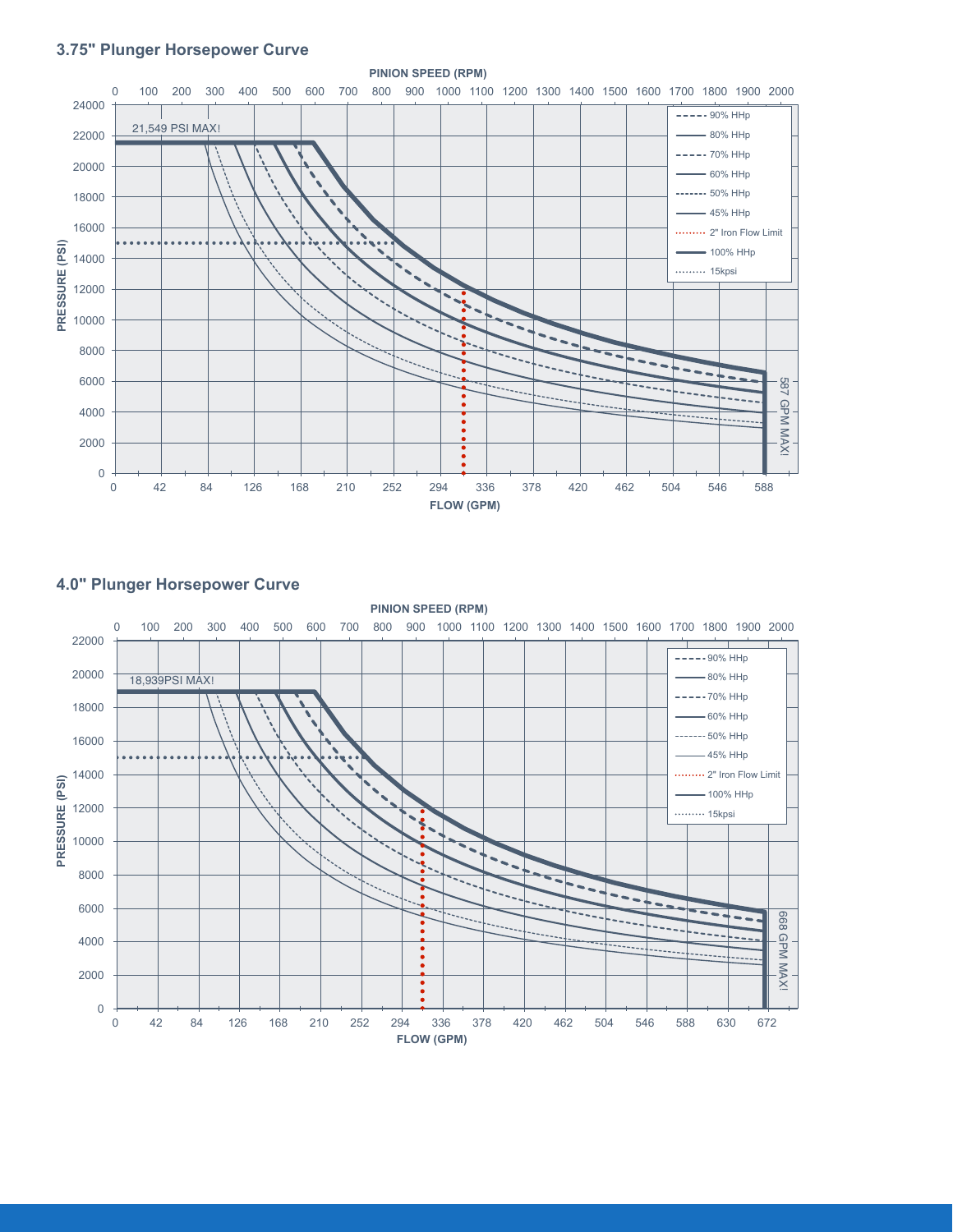## 3.75" Plunger Horsepower Curve

PINION SPEED (RPM)

0 100 200 300 400 500 600 700 800 900 1000 1100 1200 1300 1400 1500 1600 1700 1800 1900 2000

PRESSURE (PSI)

24000, 22000, 20000, 18000, 16000, 14000, 12000, 10000, 8000, 6000, 4000, 2000, 0

21,549 PSI MAX!

587 GPM MAX!

FLOW (GPM)

0 42 84 126 168 210 252 294 336 378 420 462 504 546 588

- 90% HHp
- 80% HHp
- 70% HHp
- 60% HHp
- 50% HHp
- 45% HHp
- 2" Iron Flow Limit
- 100% HHp
- 15kpsi

## 4.0" Plunger Horsepower Curve

PINION SPEED (RPM)

0 100 200 300 400 500 600 700 800 900 1000 1100 1200 1300 1400 1500 1600 1700 1800 1900 2000

PRESSURE (PSI)

22000, 20000, 18000, 16000, 14000, 12000, 10000, 8000, 6000, 4000, 2000, 0

18,939PSI MAX!

668 GPM MAX!

FLOW (GPM)

0 42 84 126 168 210 252 294 336 378 420 462 504 546 588 630 672

- 90% HHp
- 80% HHp
- 70% HHp
- 60% HHp
- 50% HHp
- 45% HHp
- 2" Iron Flow Limit
- 100% HHp
- 15kpsi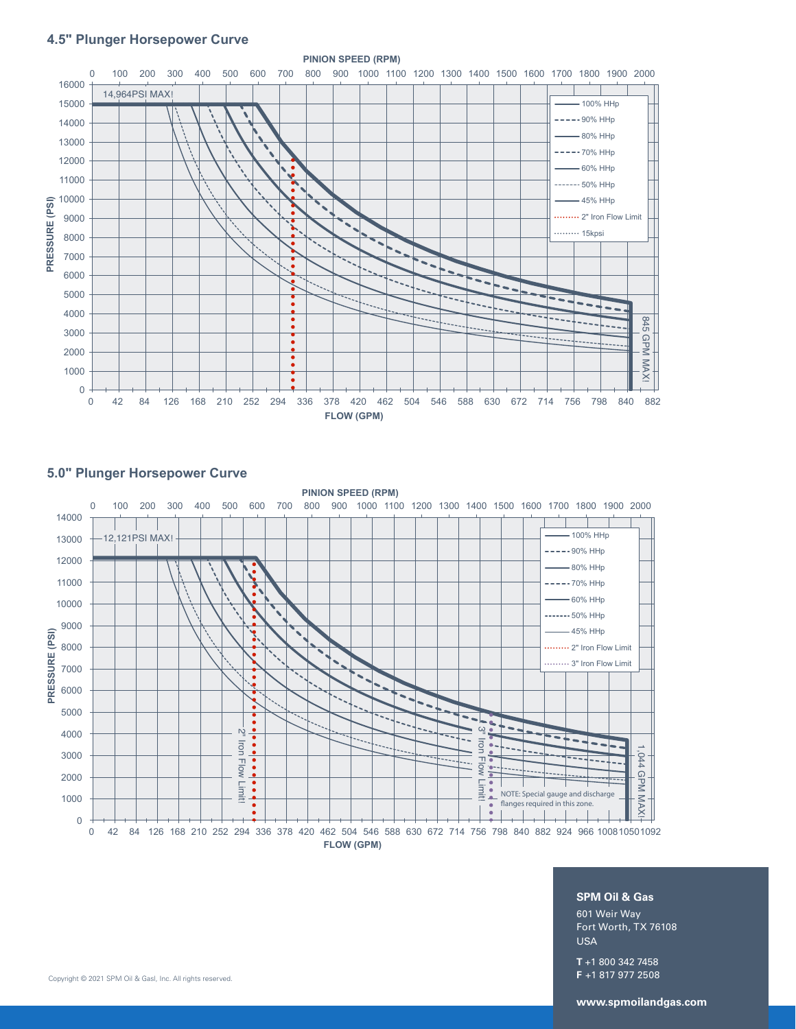### 4.5" Plunger Horsepower Curve

PINION SPEED (RPM)

0 100 200 300 400 500 600 700 800 900 1000 1100 1200 1300 1400 1500 1600 1700 1800 1900 2000

PRESSURE (PSI)

16000 15000 14000 13000 12000 11000 10000 9000 8000 7000 6000 5000 4000 3000 2000 1000 0

14,964PSI MAX!

100% HHp
90% HHp
80% HHp
70% HHp
60% HHp
50% HHp
45% HHp
2" Iron Flow Limit
15kpsi

845 GPM MAX!

0 42 84 126 168 210 252 294 336 378 420 462 504 546 588 630 672 714 756 798 840 882

FLOW (GPM)

### 5.0" Plunger Horsepower Curve

PINION SPEED (RPM)

0 100 200 300 400 500 600 700 800 900 1000 1100 1200 1300 1400 1500 1600 1700 1800 1900 2000

PRESSURE (PSI)

14000 13000 12000 11000 10000 9000 8000 7000 6000 5000 4000 3000 2000 1000 0

12,121PSI MAX!

100% HHp
90% HHp
80% HHp
70% HHp
60% HHp
50% HHp
45% HHp
2" Iron Flow Limit
3" Iron Flow Limit

2" Iron Flow Limit!

3" Iron Flow Limit!

NOTE: Special gauge and discharge flanges required in this zone.

1,044 GPM MAX!

0 42 84 126 168 210 252 294 336 378 420 462 504 546 588 630 672 714 756 798 840 882 924 966 1008 1050 1092

FLOW (GPM)

Copyright © 2021 SPM Oil & Gasl, Inc. All rights reserved.

**SPM Oil & Gas**
601 Weir Way
Fort Worth, TX 76108
USA

**T** +1 800 342 7458
**F** +1 817 977 2508

**www.spmoilandgas.com**